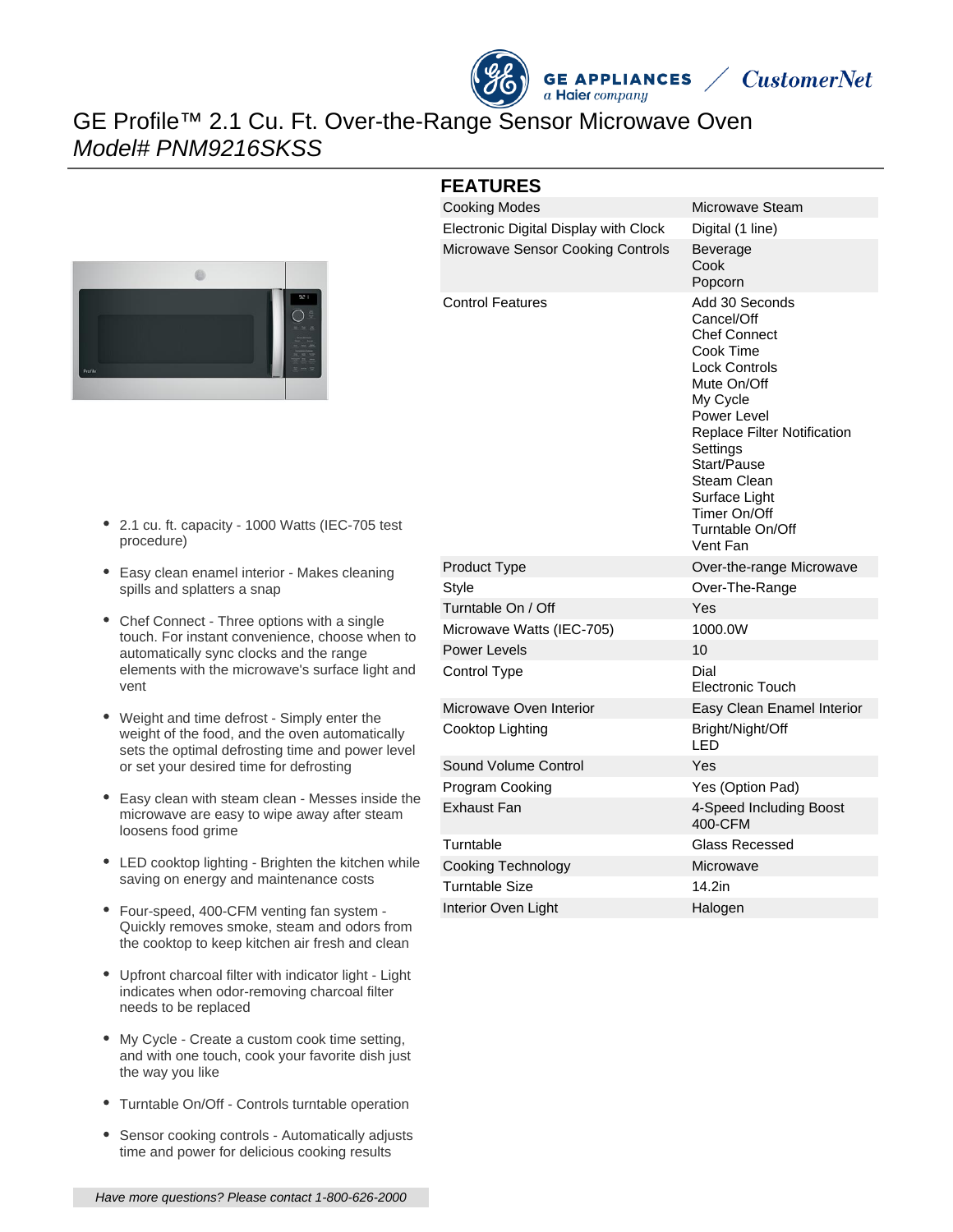# GE Profile™ 2.1 Cu. Ft. Over-the-Range Sensor Microwave Oven

*Model# PNM9216SKSS*

- 2.1 cu. ft. capacity - 1000 Watts (IEC-705 test procedure)
- Easy clean enamel interior - Makes cleaning spills and splatters a snap
- Chef Connect - Three options with a single touch. For instant convenience, choose when to automatically sync clocks and the range elements with the microwave's surface light and vent
- Weight and time defrost - Simply enter the weight of the food, and the oven automatically sets the optimal defrosting time and power level or set your desired time for defrosting
- Easy clean with steam clean - Messes inside the microwave are easy to wipe away after steam loosens food grime
- LED cooktop lighting - Brighten the kitchen while saving on energy and maintenance costs
- Four-speed, 400-CFM venting fan system - Quickly removes smoke, steam and odors from the cooktop to keep kitchen air fresh and clean
- Upfront charcoal filter with indicator light - Light indicates when odor-removing charcoal filter needs to be replaced
- My Cycle - Create a custom cook time setting, and with one touch, cook your favorite dish just the way you like
- Turntable On/Off - Controls turntable operation
- Sensor cooking controls - Automatically adjusts time and power for delicious cooking results

## FEATURES

| | |
|---|---|
| Cooking Modes | Microwave Steam |
| Electronic Digital Display with Clock | Digital (1 line) |
| Microwave Sensor Cooking Controls | Beverage<br>Cook<br>Popcorn |
| Control Features | Add 30 Seconds<br>Cancel/Off<br>Chef Connect<br>Cook Time<br>Lock Controls<br>Mute On/Off<br>My Cycle<br>Power Level<br>Replace Filter Notification<br>Settings<br>Start/Pause<br>Steam Clean<br>Surface Light<br>Timer On/Off<br>Turntable On/Off<br>Vent Fan |
| Product Type | Over-the-range Microwave |
| Style | Over-The-Range |
| Turntable On / Off | Yes |
| Microwave Watts (IEC-705) | 1000.0W |
| Power Levels | 10 |
| Control Type | Dial<br>Electronic Touch |
| Microwave Oven Interior | Easy Clean Enamel Interior |
| Cooktop Lighting | Bright/Night/Off<br>LED |
| Sound Volume Control | Yes |
| Program Cooking | Yes (Option Pad) |
| Exhaust Fan | 4-Speed Including Boost<br>400-CFM |
| Turntable | Glass Recessed |
| Cooking Technology | Microwave |
| Turntable Size | 14.2in |
| Interior Oven Light | Halogen |

*Have more questions? Please contact 1-800-626-2000*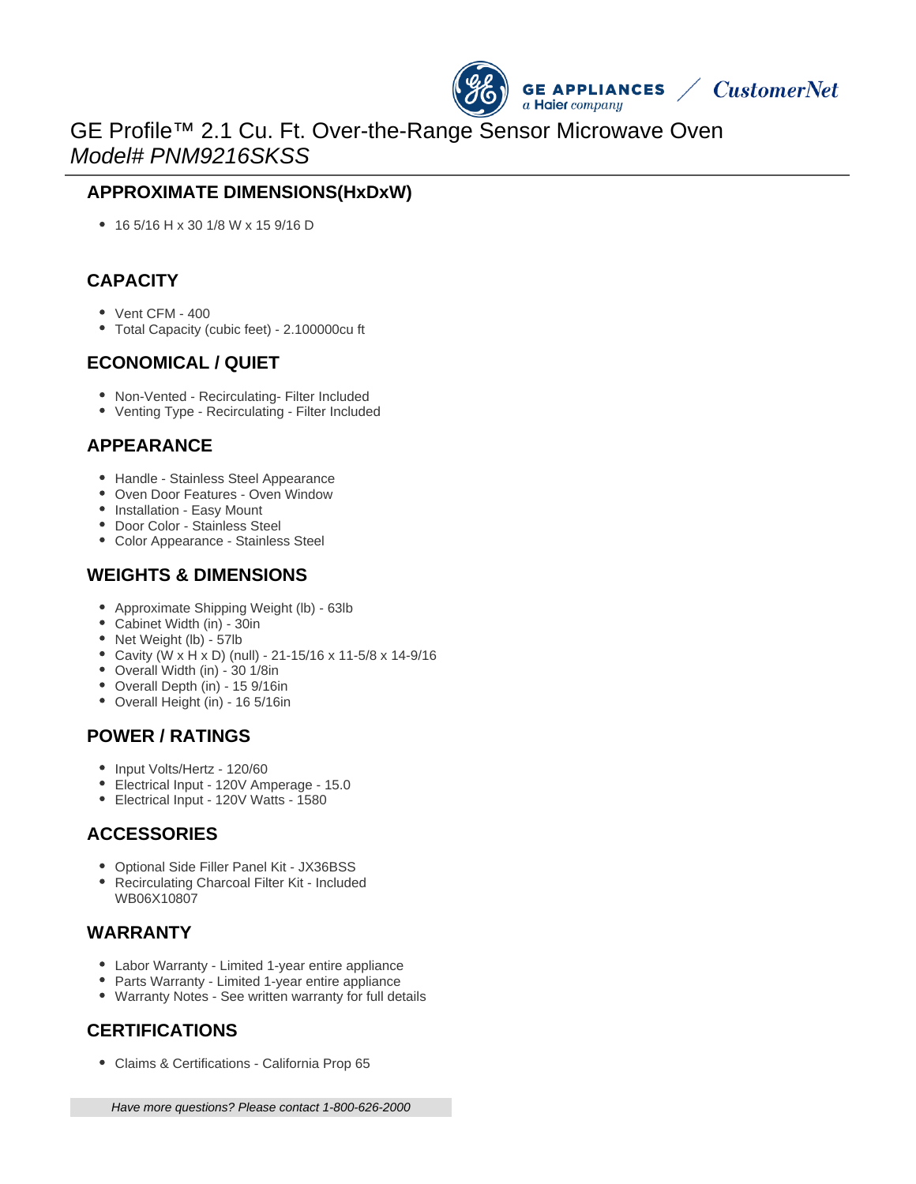GE APPLIANCES
a Haier company
CustomerNet

# GE Profile™ 2.1 Cu. Ft. Over-the-Range Sensor Microwave Oven
*Model# PNM9216SKSS*

## APPROXIMATE DIMENSIONS(HxDxW)

- 16 5/16 H x 30 1/8 W x 15 9/16 D

## CAPACITY

- Vent CFM - 400
- Total Capacity (cubic feet) - 2.100000cu ft

## ECONOMICAL / QUIET

- Non-Vented - Recirculating- Filter Included
- Venting Type - Recirculating - Filter Included

## APPEARANCE

- Handle - Stainless Steel Appearance
- Oven Door Features - Oven Window
- Installation - Easy Mount
- Door Color - Stainless Steel
- Color Appearance - Stainless Steel

## WEIGHTS & DIMENSIONS

- Approximate Shipping Weight (lb) - 63lb
- Cabinet Width (in) - 30in
- Net Weight (lb) - 57lb
- Cavity (W x H x D) (null) - 21-15/16 x 11-5/8 x 14-9/16
- Overall Width (in) - 30 1/8in
- Overall Depth (in) - 15 9/16in
- Overall Height (in) - 16 5/16in

## POWER / RATINGS

- Input Volts/Hertz - 120/60
- Electrical Input - 120V Amperage - 15.0
- Electrical Input - 120V Watts - 1580

## ACCESSORIES

- Optional Side Filler Panel Kit - JX36BSS
- Recirculating Charcoal Filter Kit - Included WB06X10807

## WARRANTY

- Labor Warranty - Limited 1-year entire appliance
- Parts Warranty - Limited 1-year entire appliance
- Warranty Notes - See written warranty for full details

## CERTIFICATIONS

- Claims & Certifications - California Prop 65

*Have more questions? Please contact 1-800-626-2000*